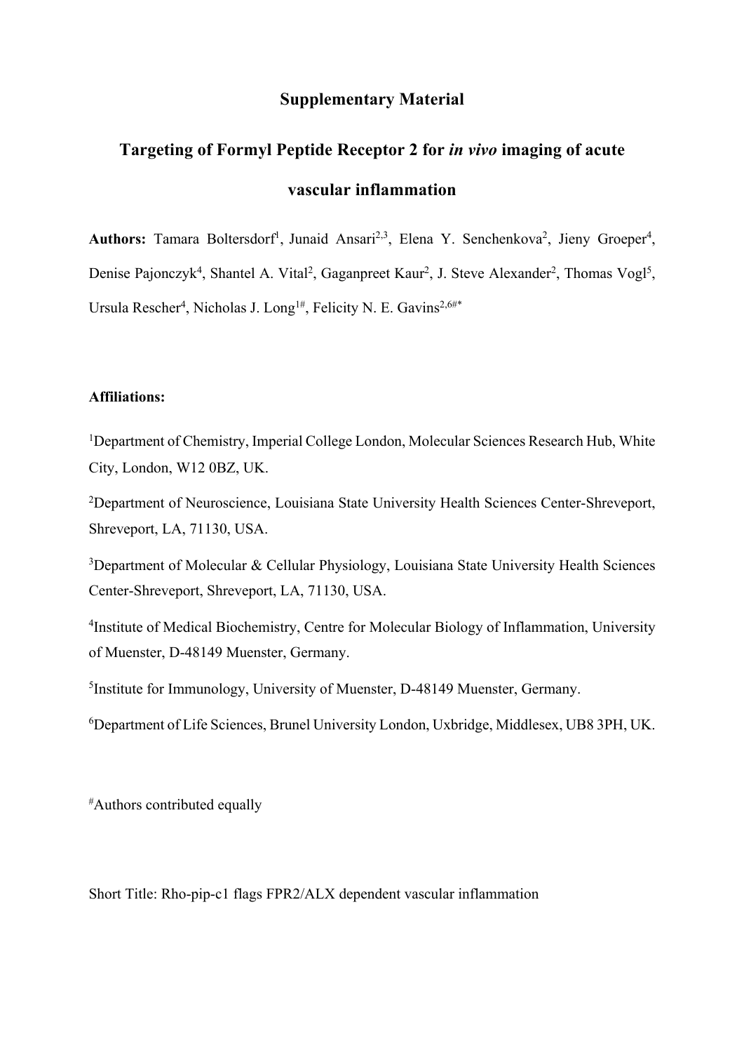# Supplementary Material

## Targeting of Formyl Peptide Receptor 2 for *in vivo* imaging of acute vascular inflammation

**Authors:** Tamara Boltersdorf[1], Junaid Ansari[2,3], Elena Y. Senchenkova[2], Jieny Groeper[4], Denise Pajonczyk[4], Shantel A. Vital[2], Gaganpreet Kaur[2], J. Steve Alexander[2], Thomas Vogl[5], Ursula Rescher[4], Nicholas J. Long[1#], Felicity N. E. Gavins[2,6#*]

**Affiliations:**

[1]Department of Chemistry, Imperial College London, Molecular Sciences Research Hub, White City, London, W12 0BZ, UK.

[2]Department of Neuroscience, Louisiana State University Health Sciences Center-Shreveport, Shreveport, LA, 71130, USA.

[3]Department of Molecular & Cellular Physiology, Louisiana State University Health Sciences Center-Shreveport, Shreveport, LA, 71130, USA.

[4]Institute of Medical Biochemistry, Centre for Molecular Biology of Inflammation, University of Muenster, D-48149 Muenster, Germany.

[5]Institute for Immunology, University of Muenster, D-48149 Muenster, Germany.

[6]Department of Life Sciences, Brunel University London, Uxbridge, Middlesex, UB8 3PH, UK.

[#]Authors contributed equally

Short Title: Rho-pip-c1 flags FPR2/ALX dependent vascular inflammation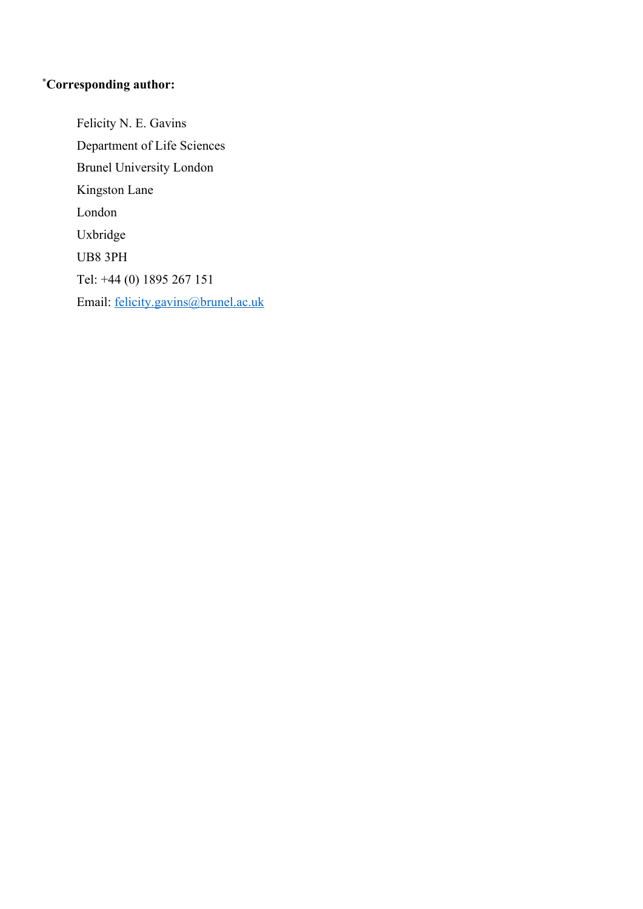*Corresponding author:

Felicity N. E. Gavins

Department of Life Sciences

Brunel University London

Kingston Lane

London

Uxbridge

UB8 3PH

Tel: +44 (0) 1895 267 151

Email: felicity.gavins@brunel.ac.uk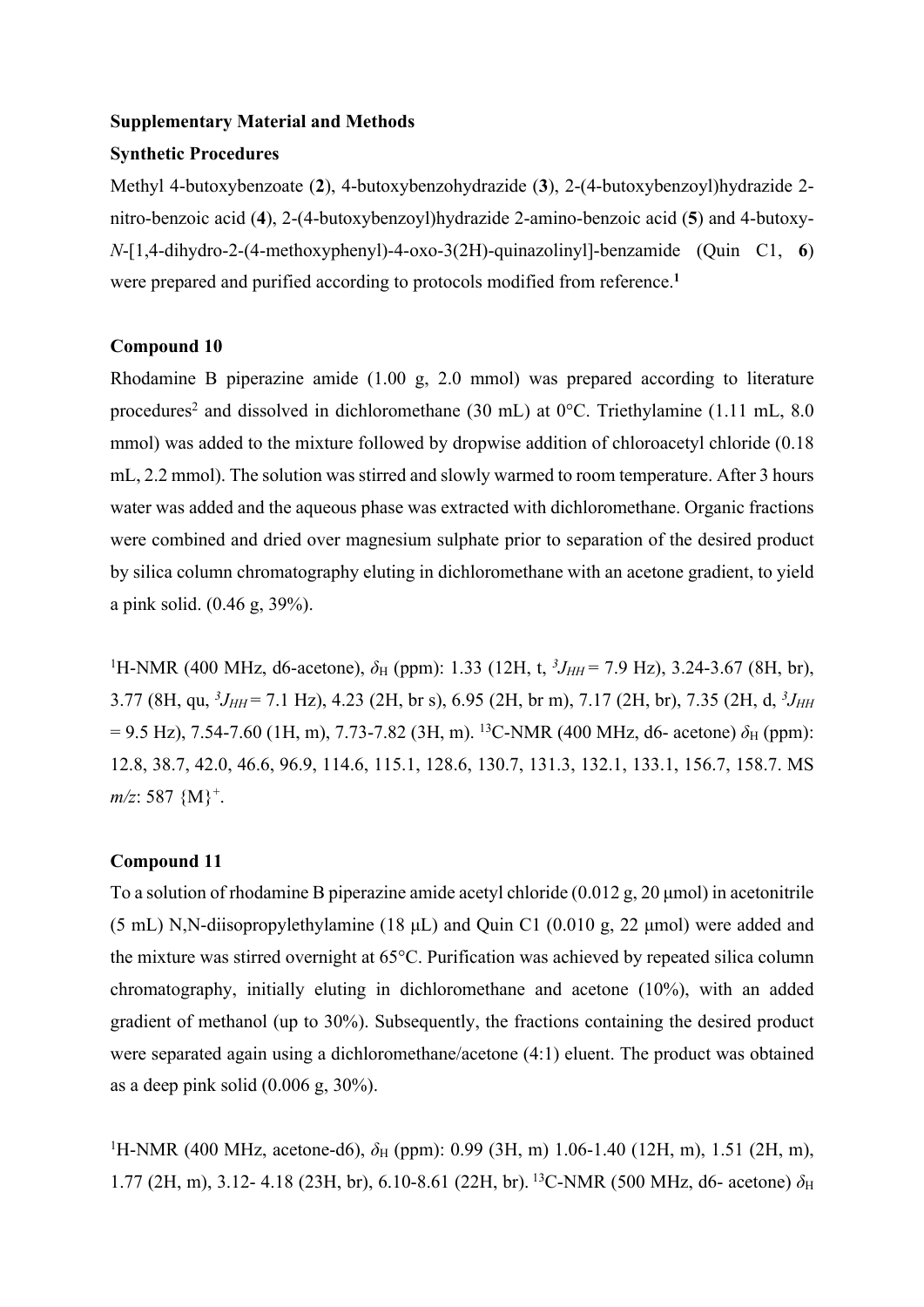**Supplementary Material and Methods**

**Synthetic Procedures**

Methyl 4-butoxybenzoate (**2**), 4-butoxybenzohydrazide (**3**), 2-(4-butoxybenzoyl)hydrazide 2-nitro-benzoic acid (**4**), 2-(4-butoxybenzoyl)hydrazide 2-amino-benzoic acid (**5**) and 4-butoxy-*N*-[1,4-dihydro-2-(4-methoxyphenyl)-4-oxo-3(2H)-quinazolinyl]-benzamide (Quin C1, **6**) were prepared and purified according to protocols modified from reference.[1]

**Compound 10**

Rhodamine B piperazine amide (1.00 g, 2.0 mmol) was prepared according to literature procedures[2] and dissolved in dichloromethane (30 mL) at 0°C. Triethylamine (1.11 mL, 8.0 mmol) was added to the mixture followed by dropwise addition of chloroacetyl chloride (0.18 mL, 2.2 mmol). The solution was stirred and slowly warmed to room temperature. After 3 hours water was added and the aqueous phase was extracted with dichloromethane. Organic fractions were combined and dried over magnesium sulphate prior to separation of the desired product by silica column chromatography eluting in dichloromethane with an acetone gradient, to yield a pink solid. (0.46 g, 39%).

$^1$H-NMR (400 MHz, d6-acetone), $\delta_H$ (ppm): 1.33 (12H, t, $^3J_{HH}$ = 7.9 Hz), 3.24-3.67 (8H, br), 3.77 (8H, qu, $^3J_{HH}$ = 7.1 Hz), 4.23 (2H, br s), 6.95 (2H, br m), 7.17 (2H, br), 7.35 (2H, d, $^3J_{HH}$ = 9.5 Hz), 7.54-7.60 (1H, m), 7.73-7.82 (3H, m). $^{13}$C-NMR (400 MHz, d6- acetone) $\delta_H$ (ppm): 12.8, 38.7, 42.0, 46.6, 96.9, 114.6, 115.1, 128.6, 130.7, 131.3, 132.1, 133.1, 156.7, 158.7. MS *m/z*: 587 {M}$^+$.

**Compound 11**

To a solution of rhodamine B piperazine amide acetyl chloride (0.012 g, 20 μmol) in acetonitrile (5 mL) N,N-diisopropylethylamine (18 μL) and Quin C1 (0.010 g, 22 μmol) were added and the mixture was stirred overnight at 65°C. Purification was achieved by repeated silica column chromatography, initially eluting in dichloromethane and acetone (10%), with an added gradient of methanol (up to 30%). Subsequently, the fractions containing the desired product were separated again using a dichloromethane/acetone (4:1) eluent. The product was obtained as a deep pink solid (0.006 g, 30%).

$^1$H-NMR (400 MHz, acetone-d6), $\delta_H$ (ppm): 0.99 (3H, m) 1.06-1.40 (12H, m), 1.51 (2H, m), 1.77 (2H, m), 3.12- 4.18 (23H, br), 6.10-8.61 (22H, br). $^{13}$C-NMR (500 MHz, d6- acetone) $\delta_H$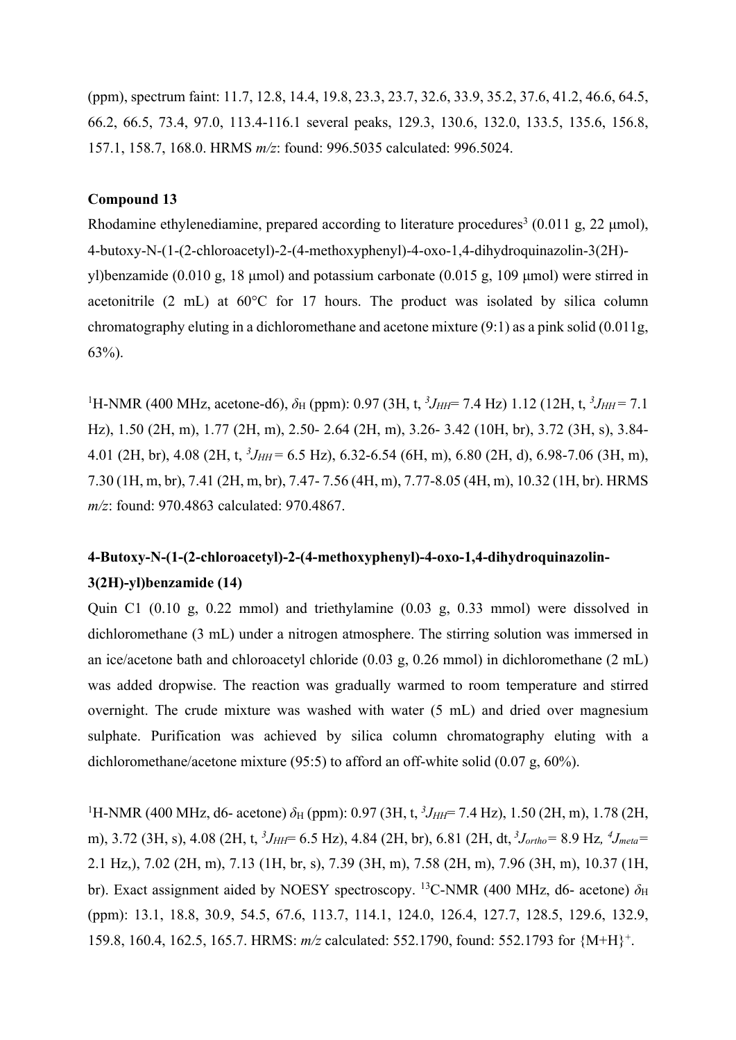(ppm), spectrum faint: 11.7, 12.8, 14.4, 19.8, 23.3, 23.7, 32.6, 33.9, 35.2, 37.6, 41.2, 46.6, 64.5, 66.2, 66.5, 73.4, 97.0, 113.4-116.1 several peaks, 129.3, 130.6, 132.0, 133.5, 135.6, 156.8, 157.1, 158.7, 168.0. HRMS *m/z*: found: 996.5035 calculated: 996.5024.

**Compound 13**

Rhodamine ethylenediamine, prepared according to literature procedures[3] (0.011 g, 22 μmol), 4-butoxy-N-(1-(2-chloroacetyl)-2-(4-methoxyphenyl)-4-oxo-1,4-dihydroquinazolin-3(2H)-yl)benzamide (0.010 g, 18 μmol) and potassium carbonate (0.015 g, 109 μmol) were stirred in acetonitrile (2 mL) at 60°C for 17 hours. The product was isolated by silica column chromatography eluting in a dichloromethane and acetone mixture (9:1) as a pink solid (0.011g, 63%).

$^1$H-NMR (400 MHz, acetone-d6), $\delta_H$ (ppm): 0.97 (3H, t, $^3J_{HH}$= 7.4 Hz) 1.12 (12H, t, $^3J_{HH}$ = 7.1 Hz), 1.50 (2H, m), 1.77 (2H, m), 2.50- 2.64 (2H, m), 3.26- 3.42 (10H, br), 3.72 (3H, s), 3.84-4.01 (2H, br), 4.08 (2H, t, $^3J_{HH}$ = 6.5 Hz), 6.32-6.54 (6H, m), 6.80 (2H, d), 6.98-7.06 (3H, m), 7.30 (1H, m, br), 7.41 (2H, m, br), 7.47- 7.56 (4H, m), 7.77-8.05 (4H, m), 10.32 (1H, br). HRMS *m/z*: found: 970.4863 calculated: 970.4867.

**4-Butoxy-N-(1-(2-chloroacetyl)-2-(4-methoxyphenyl)-4-oxo-1,4-dihydroquinazolin-3(2H)-yl)benzamide (14)**

Quin C1 (0.10 g, 0.22 mmol) and triethylamine (0.03 g, 0.33 mmol) were dissolved in dichloromethane (3 mL) under a nitrogen atmosphere. The stirring solution was immersed in an ice/acetone bath and chloroacetyl chloride (0.03 g, 0.26 mmol) in dichloromethane (2 mL) was added dropwise. The reaction was gradually warmed to room temperature and stirred overnight. The crude mixture was washed with water (5 mL) and dried over magnesium sulphate. Purification was achieved by silica column chromatography eluting with a dichloromethane/acetone mixture (95:5) to afford an off-white solid (0.07 g, 60%).

$^1$H-NMR (400 MHz, d6- acetone) $\delta_H$ (ppm): 0.97 (3H, t, $^3J_{HH}$= 7.4 Hz), 1.50 (2H, m), 1.78 (2H, m), 3.72 (3H, s), 4.08 (2H, t, $^3J_{HH}$= 6.5 Hz), 4.84 (2H, br), 6.81 (2H, dt, $^3J_{ortho}$ = 8.9 Hz*,* $^4J_{meta}$ = 2.1 Hz,), 7.02 (2H, m), 7.13 (1H, br, s), 7.39 (3H, m), 7.58 (2H, m), 7.96 (3H, m), 10.37 (1H, br). Exact assignment aided by NOESY spectroscopy. $^{13}$C-NMR (400 MHz, d6- acetone) $\delta_H$ (ppm): 13.1, 18.8, 30.9, 54.5, 67.6, 113.7, 114.1, 124.0, 126.4, 127.7, 128.5, 129.6, 132.9, 159.8, 160.4, 162.5, 165.7. HRMS: *m/z* calculated: 552.1790, found: 552.1793 for $\{M+H\}^+$.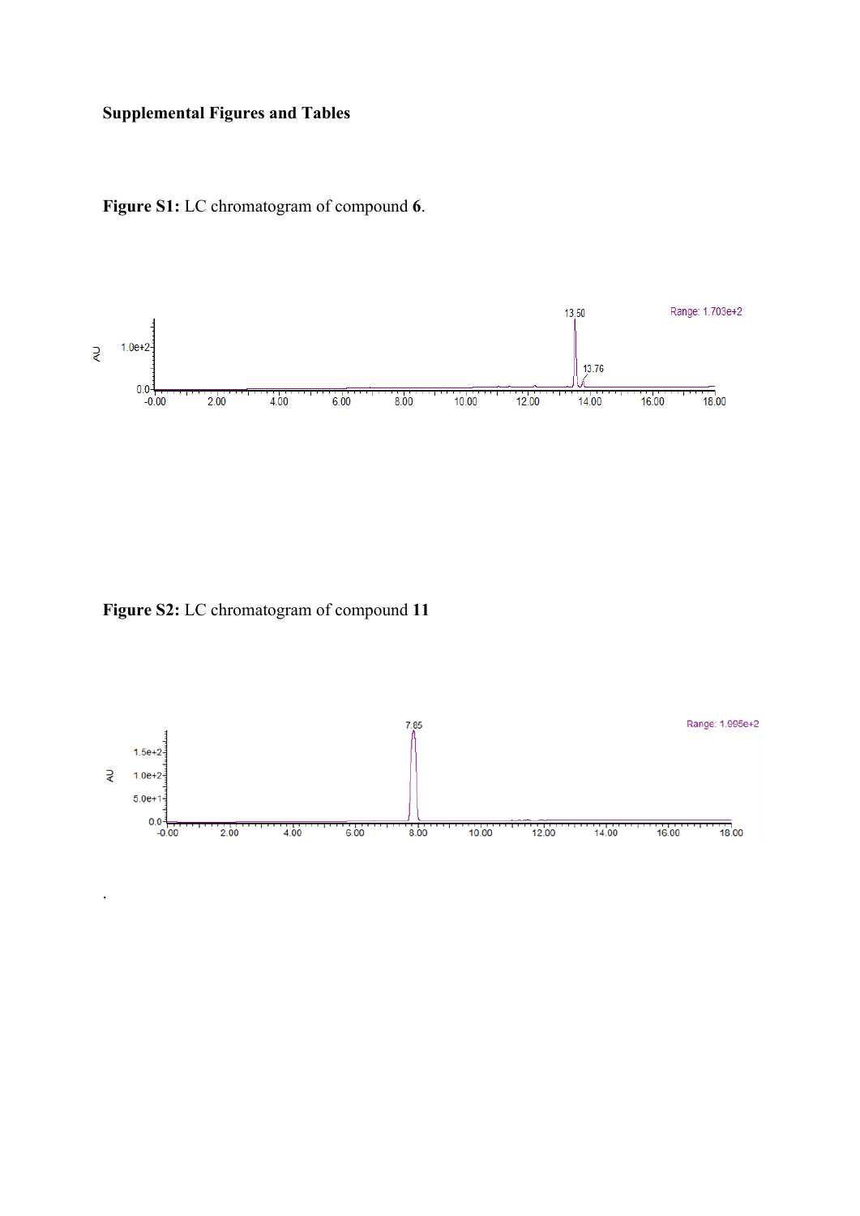**Supplemental Figures and Tables**

**Figure S1:** LC chromatogram of compound **6**.

**Figure S2:** LC chromatogram of compound **11**

.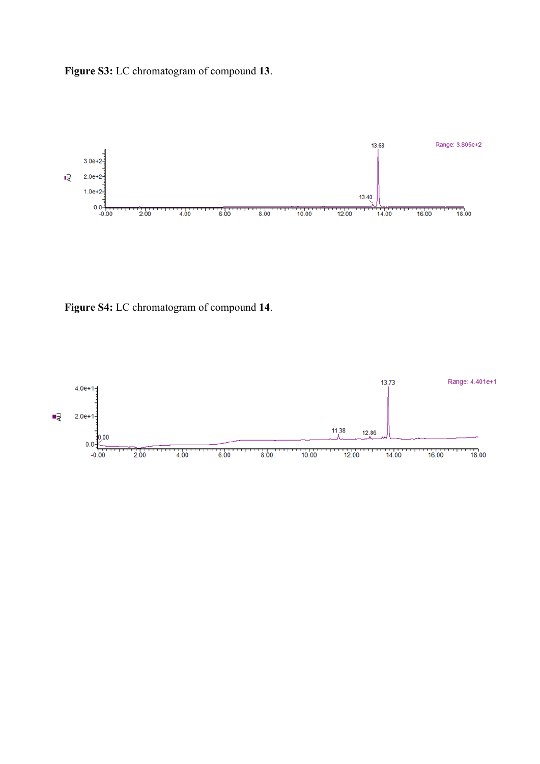**Figure S3:** LC chromatogram of compound **13**.

**Figure S4:** LC chromatogram of compound **14**.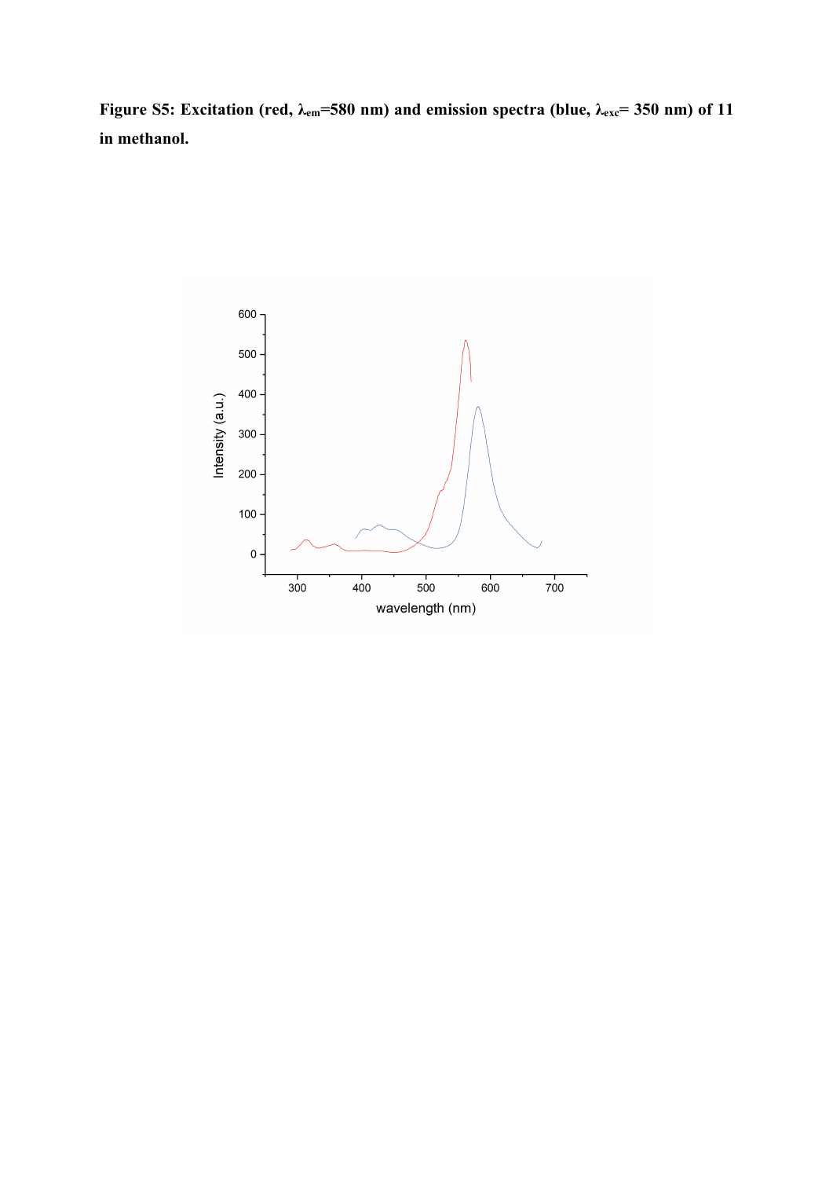**Figure S5: Excitation (red, $\lambda_{em}$=580 nm) and emission spectra (blue, $\lambda_{exc}$= 350 nm) of 11 in methanol.**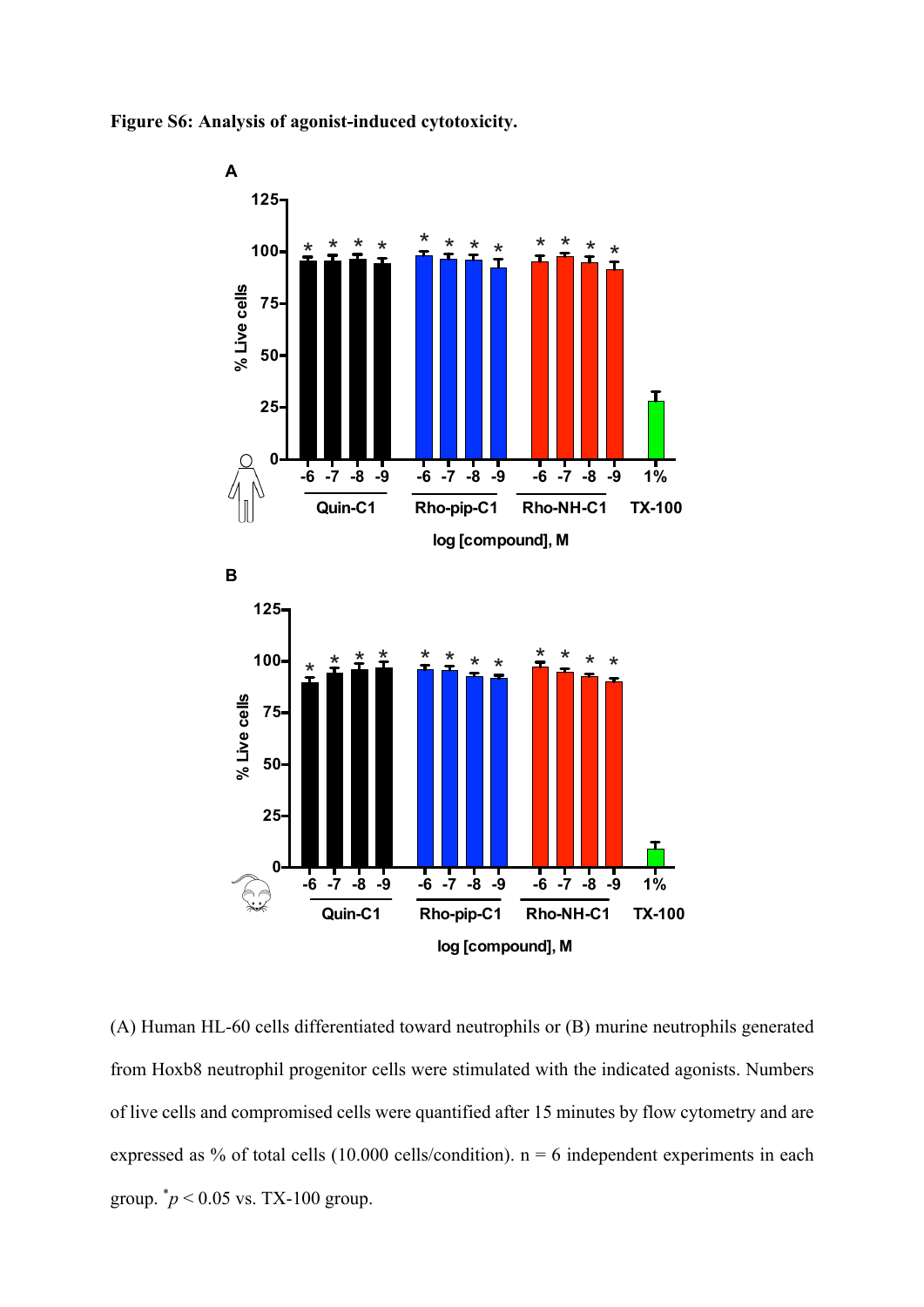**Figure S6: Analysis of agonist-induced cytotoxicity.**

(A) Human HL-60 cells differentiated toward neutrophils or (B) murine neutrophils generated from Hoxb8 neutrophil progenitor cells were stimulated with the indicated agonists. Numbers of live cells and compromised cells were quantified after 15 minutes by flow cytometry and are expressed as % of total cells (10.000 cells/condition). n = 6 independent experiments in each group. $^{*}p < 0.05$ vs. TX-100 group.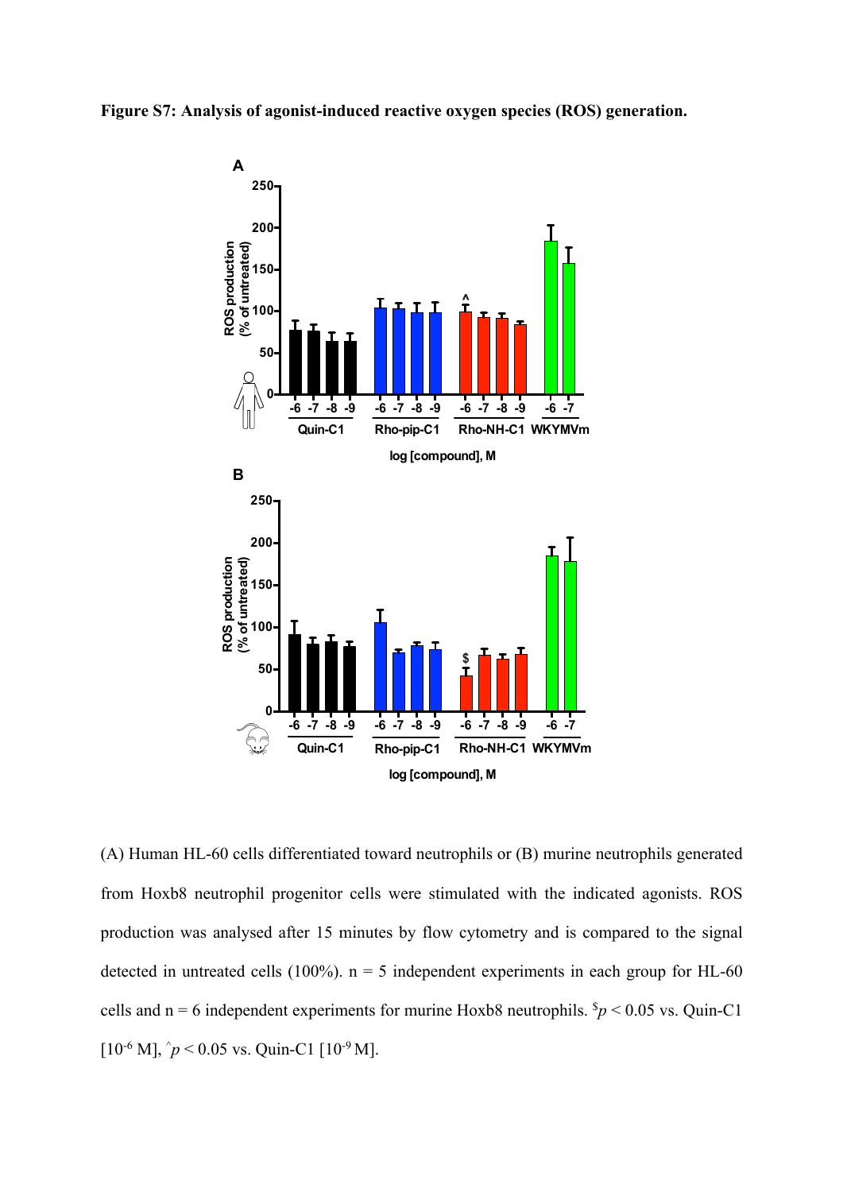**Figure S7: Analysis of agonist-induced reactive oxygen species (ROS) generation.**

(A) Human HL-60 cells differentiated toward neutrophils or (B) murine neutrophils generated from Hoxb8 neutrophil progenitor cells were stimulated with the indicated agonists. ROS production was analysed after 15 minutes by flow cytometry and is compared to the signal detected in untreated cells (100%). n = 5 independent experiments in each group for HL-60 cells and n = 6 independent experiments for murine Hoxb8 neutrophils. $^{\$}p < 0.05$ vs. Quin-C1 [$10^{-6}$ M], $^{\wedge}p < 0.05$ vs. Quin-C1 [$10^{-9}$ M].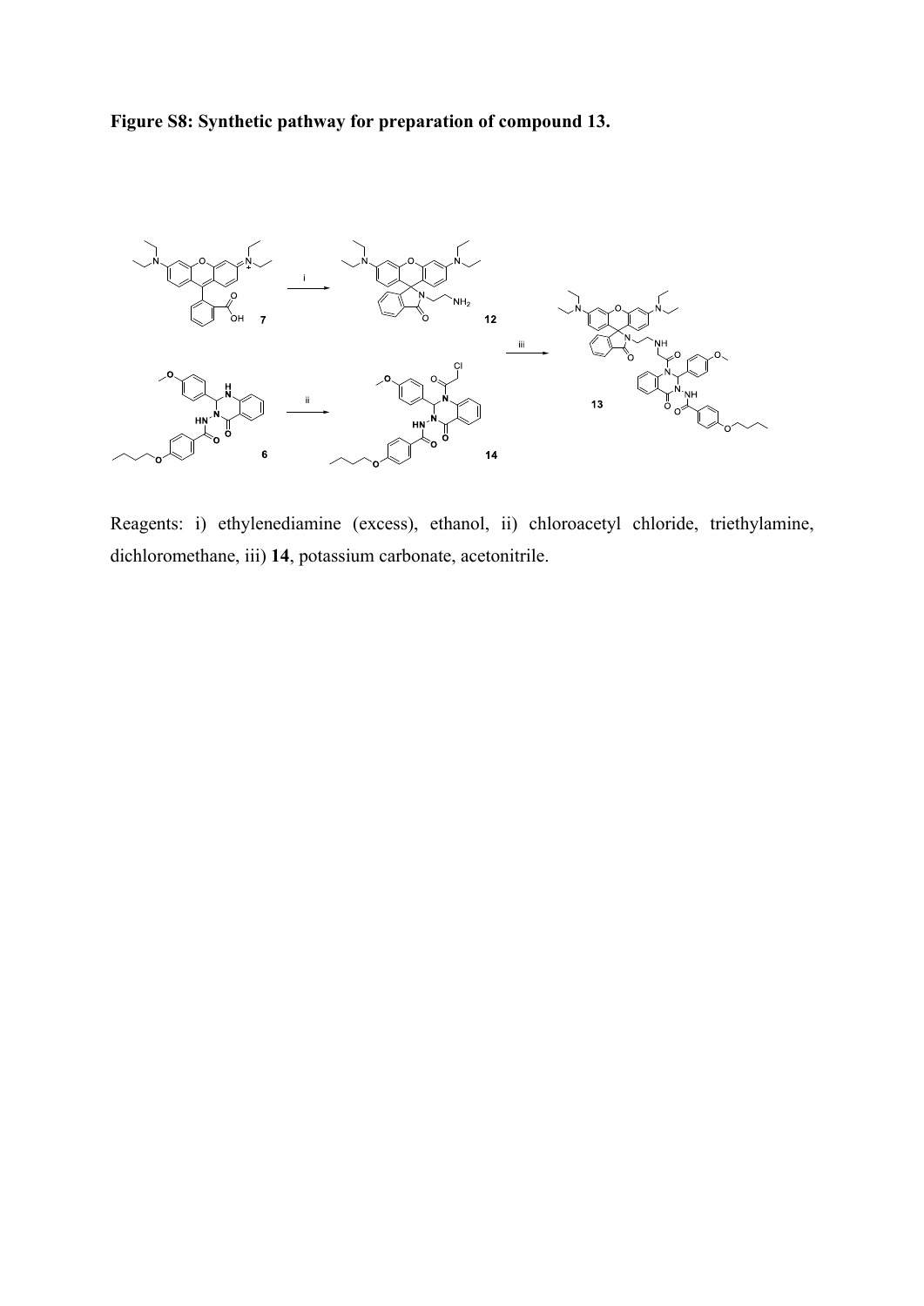**Figure S8: Synthetic pathway for preparation of compound 13.**

Reagents: i) ethylenediamine (excess), ethanol, ii) chloroacetyl chloride, triethylamine, dichloromethane, iii) **14**, potassium carbonate, acetonitrile.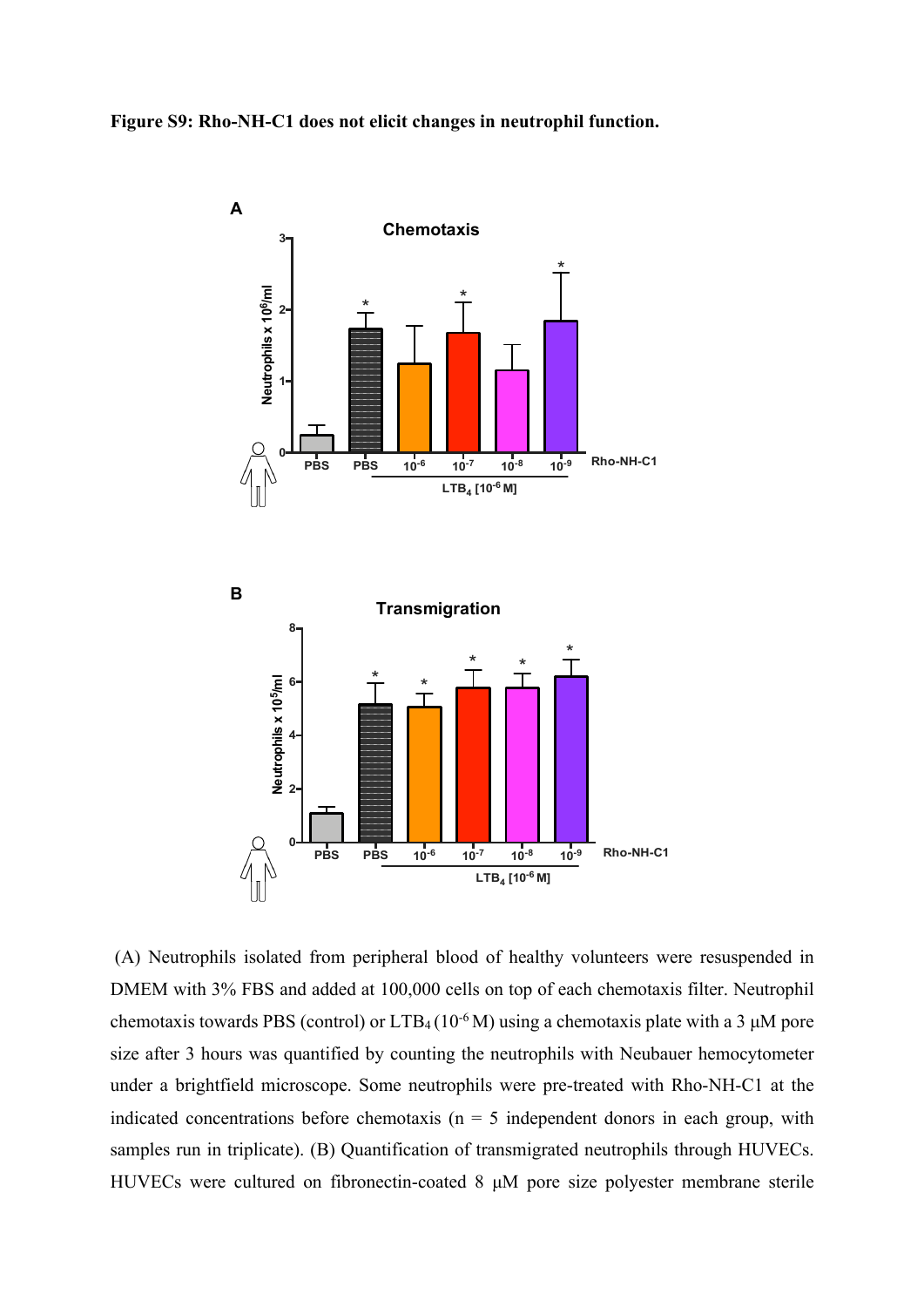**Figure S9: Rho-NH-C1 does not elicit changes in neutrophil function.**

(A) Neutrophils isolated from peripheral blood of healthy volunteers were resuspended in DMEM with 3% FBS and added at 100,000 cells on top of each chemotaxis filter. Neutrophil chemotaxis towards PBS (control) or $LTB_4$ ($10^{-6}$ M) using a chemotaxis plate with a 3 μM pore size after 3 hours was quantified by counting the neutrophils with Neubauer hemocytometer under a brightfield microscope. Some neutrophils were pre-treated with Rho-NH-C1 at the indicated concentrations before chemotaxis (n = 5 independent donors in each group, with samples run in triplicate). (B) Quantification of transmigrated neutrophils through HUVECs. HUVECs were cultured on fibronectin-coated 8 μM pore size polyester membrane sterile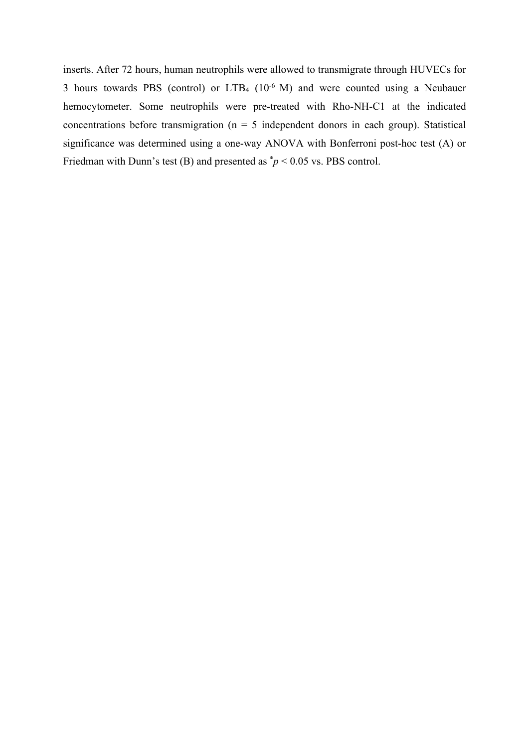inserts. After 72 hours, human neutrophils were allowed to transmigrate through HUVECs for 3 hours towards PBS (control) or $LTB_4$ ($10^{-6}$ M) and were counted using a Neubauer hemocytometer. Some neutrophils were pre-treated with Rho-NH-C1 at the indicated concentrations before transmigration (n = 5 independent donors in each group). Statistical significance was determined using a one-way ANOVA with Bonferroni post-hoc test (A) or Friedman with Dunn's test (B) and presented as $^{*}p < 0.05$ vs. PBS control.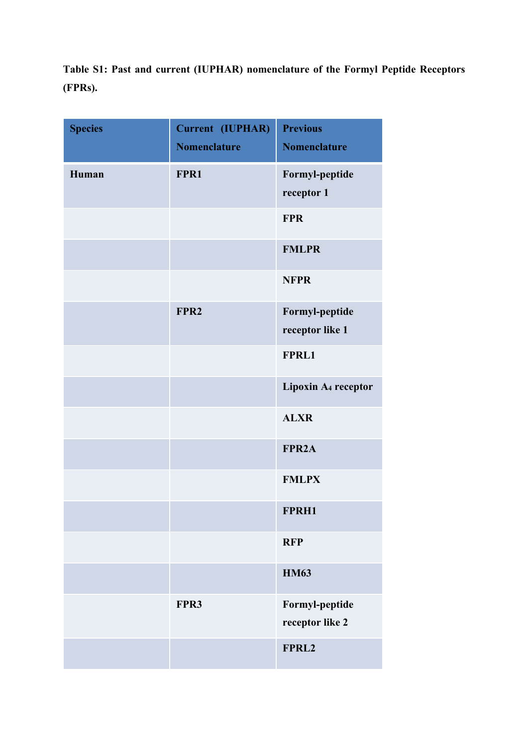**Table S1: Past and current (IUPHAR) nomenclature of the Formyl Peptide Receptors (FPRs).**

| Species | Current (IUPHAR) Nomenclature | Previous Nomenclature |
|---|---|---|
| **Human** | **FPR1** | **Formyl-peptide receptor 1** |
| | | **FPR** |
| | | **FMLPR** |
| | | **NFPR** |
| | **FPR2** | **Formyl-peptide receptor like 1** |
| | | **FPRL1** |
| | | **Lipoxin $A_4$ receptor** |
| | | **ALXR** |
| | | **FPR2A** |
| | | **FMLPX** |
| | | **FPRH1** |
| | | **RFP** |
| | | **HM63** |
| | **FPR3** | **Formyl-peptide receptor like 2** |
| | | **FPRL2** |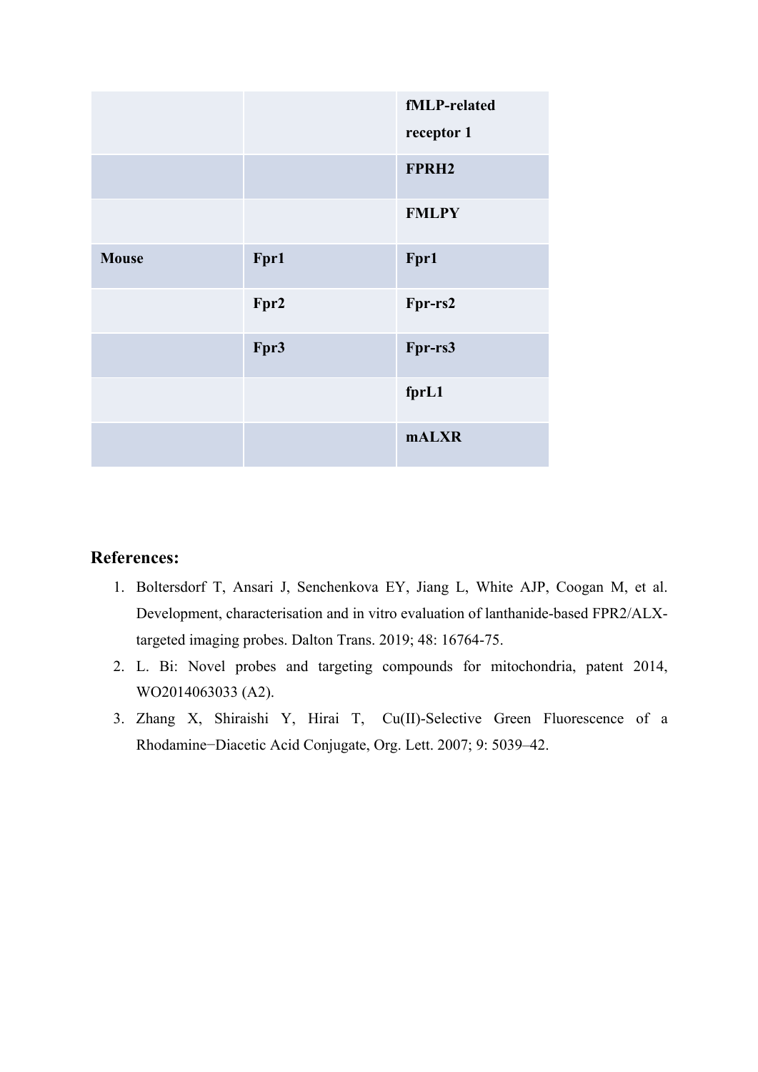| | | |
|---|---|---|
| | | **fMLP-related receptor 1** |
| | | **FPRH2** |
| | | **FMLPY** |
| **Mouse** | **Fpr1** | **Fpr1** |
| | **Fpr2** | **Fpr-rs2** |
| | **Fpr3** | **Fpr-rs3** |
| | | **fprL1** |
| | | **mALXR** |

## References:

1. Boltersdorf T, Ansari J, Senchenkova EY, Jiang L, White AJP, Coogan M, et al. Development, characterisation and in vitro evaluation of lanthanide-based FPR2/ALX-targeted imaging probes. Dalton Trans. 2019; 48: 16764-75.
2. L. Bi: Novel probes and targeting compounds for mitochondria, patent 2014, WO2014063033 (A2).
3. Zhang X, Shiraishi Y, Hirai T, Cu(II)-Selective Green Fluorescence of a Rhodamine−Diacetic Acid Conjugate, Org. Lett. 2007; 9: 5039–42.